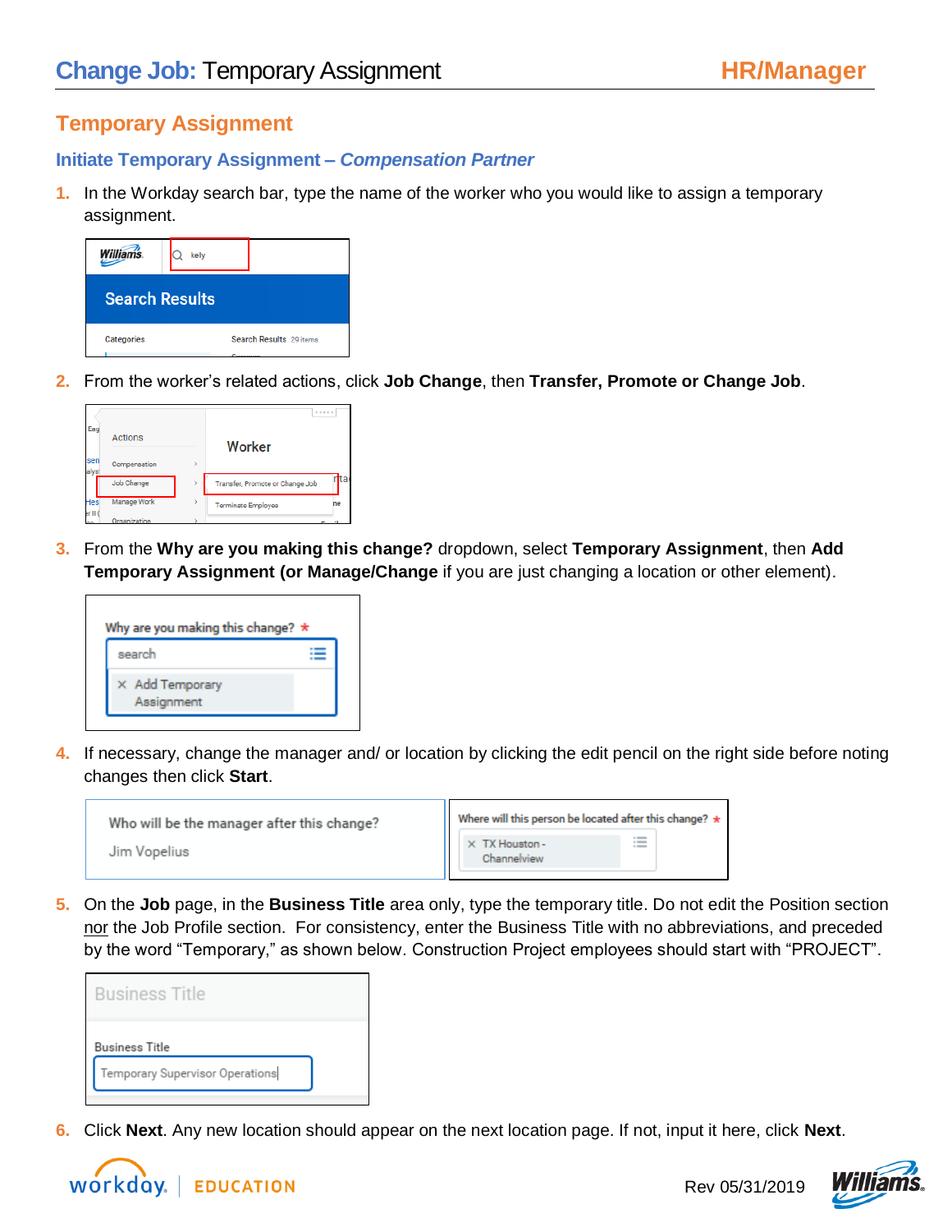# Change Job: Temporary Assignment

# Temporary Assignment

## Initiate Temporary Assignment – *Compensation Partner*

1. In the Workday search bar, type the name of the worker who you would like to assign a temporary assignment.

2. From the worker's related actions, click **Job Change**, then **Transfer, Promote or Change Job**.

3. From the **Why are you making this change?** dropdown, select **Temporary Assignment**, then **Add Temporary Assignment (or Manage/Change** if you are just changing a location or other element).

4. If necessary, change the manager and/ or location by clicking the edit pencil on the right side before noting changes then click **Start**.

5. On the **Job** page, in the **Business Title** area only, type the temporary title. Do not edit the Position section nor the Job Profile section. For consistency, enter the Business Title with no abbreviations, and preceded by the word "Temporary," as shown below. Construction Project employees should start with "PROJECT".

6. Click **Next**. Any new location should appear on the next location page. If not, input it here, click **Next**.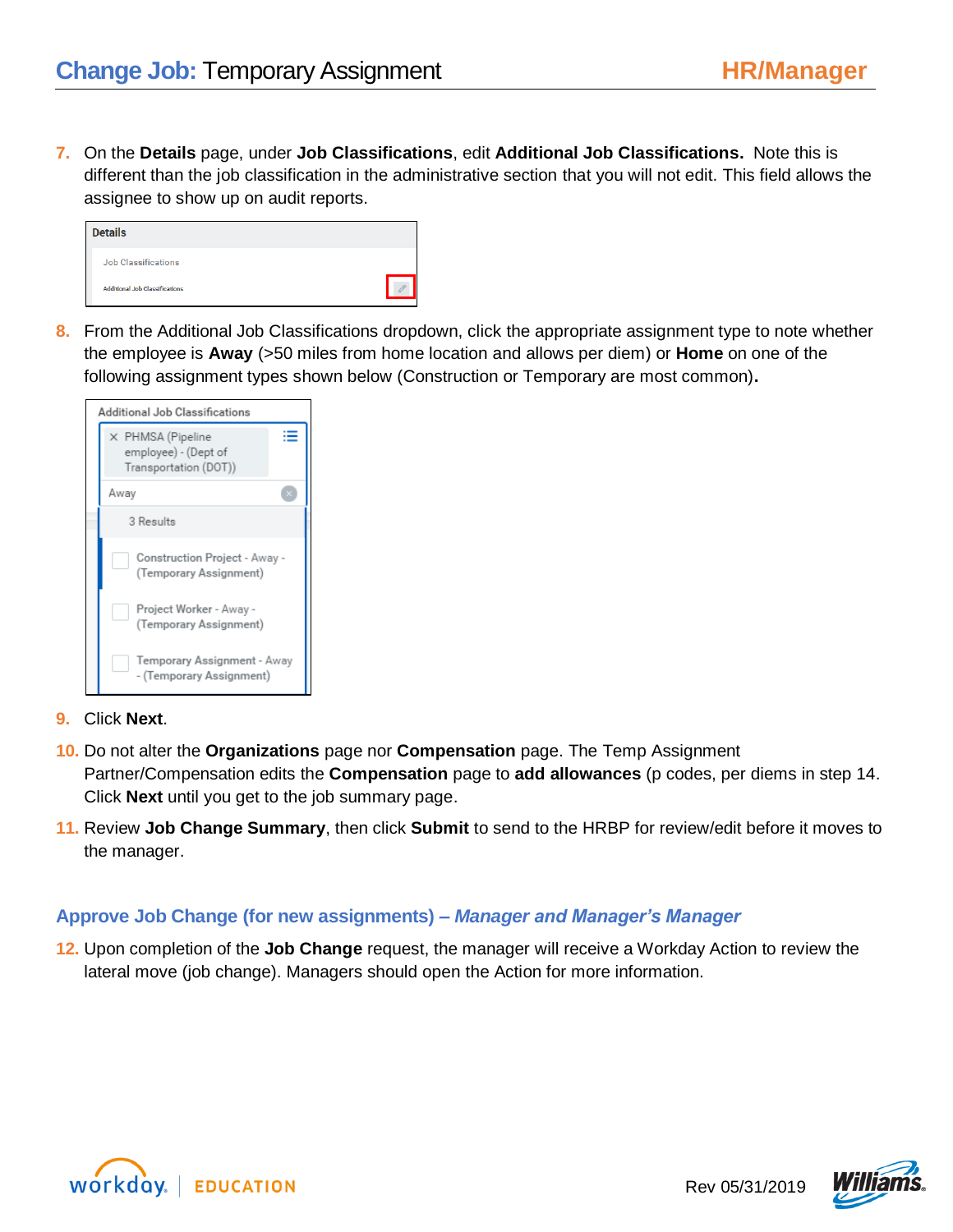7. On the **Details** page, under **Job Classifications**, edit **Additional Job Classifications.** Note this is different than the job classification in the administrative section that you will not edit. This field allows the assignee to show up on audit reports.

8. From the Additional Job Classifications dropdown, click the appropriate assignment type to note whether the employee is **Away** (>50 miles from home location and allows per diem) or **Home** on one of the following assignment types shown below (Construction or Temporary are most common)**.**

9. Click **Next**.

10. Do not alter the **Organizations** page nor **Compensation** page. The Temp Assignment Partner/Compensation edits the **Compensation** page to **add allowances** (p codes, per diems in step 14. Click **Next** until you get to the job summary page.

11. Review **Job Change Summary**, then click **Submit** to send to the HRBP for review/edit before it moves to the manager.

## Approve Job Change (for new assignments) – *Manager and Manager's Manager*

12. Upon completion of the **Job Change** request, the manager will receive a Workday Action to review the lateral move (job change). Managers should open the Action for more information.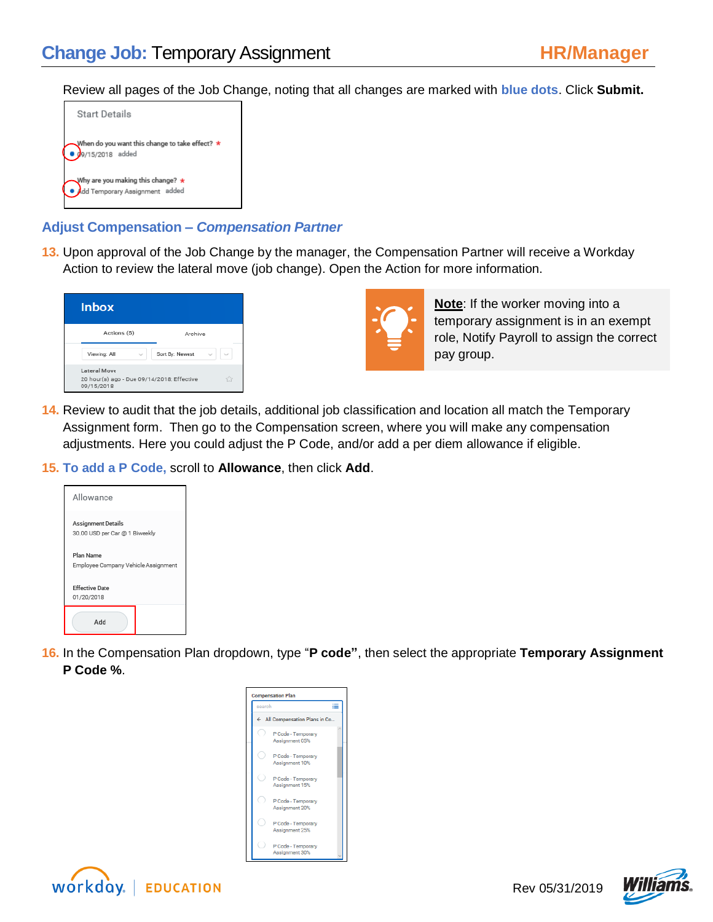Review all pages of the Job Change, noting that all changes are marked with **blue dots**. Click **Submit.**

## Adjust Compensation – *Compensation Partner*

13. Upon approval of the Job Change by the manager, the Compensation Partner will receive a Workday Action to review the lateral move (job change). Open the Action for more information.

**Note**: If the worker moving into a temporary assignment is in an exempt role, Notify Payroll to assign the correct pay group.

14. Review to audit that the job details, additional job classification and location all match the Temporary Assignment form. Then go to the Compensation screen, where you will make any compensation adjustments. Here you could adjust the P Code, and/or add a per diem allowance if eligible.

15. **To add a P Code,** scroll to **Allowance**, then click **Add**.

16. In the Compensation Plan dropdown, type "**P code**", then select the appropriate **Temporary Assignment P Code %**.

Rev 05/31/2019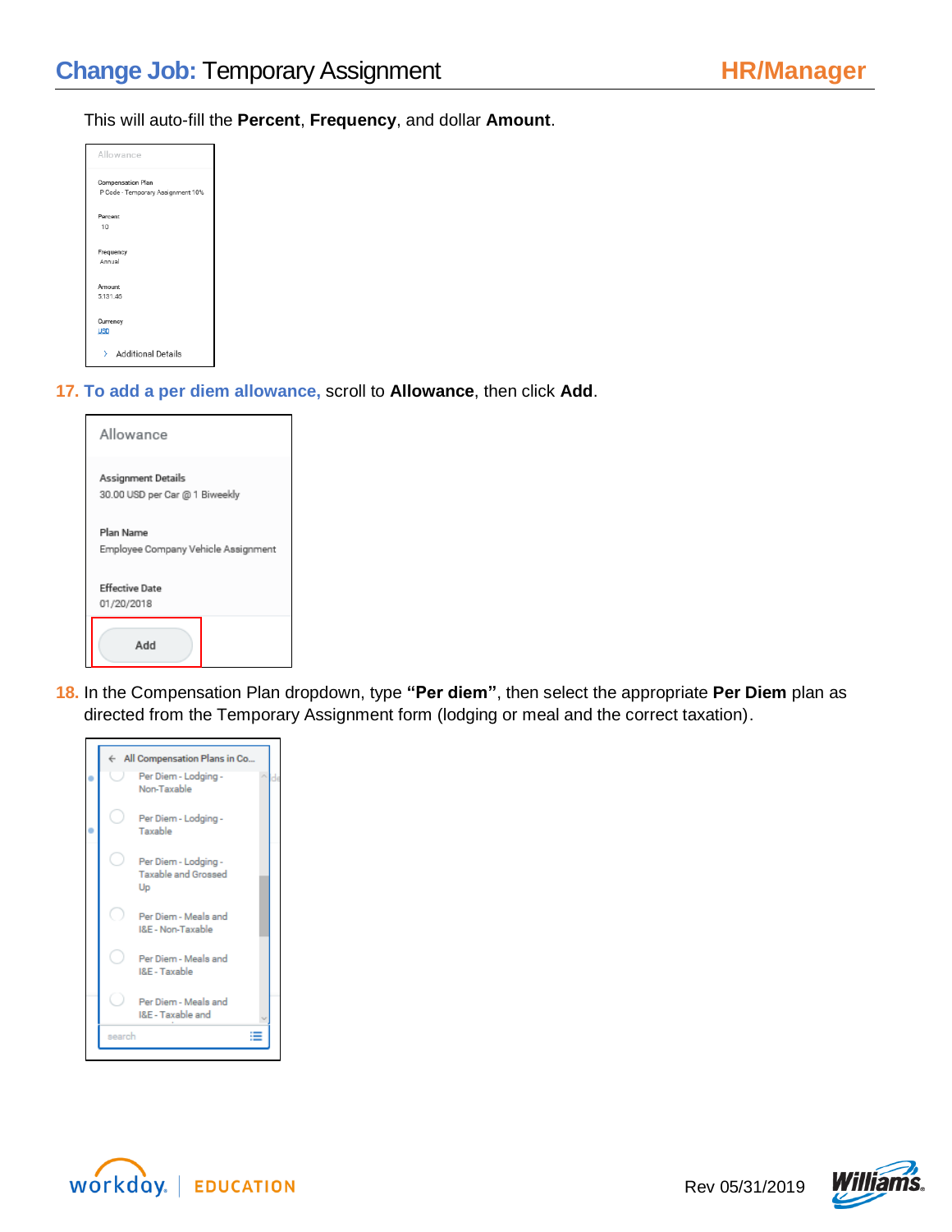This will auto-fill the **Percent**, **Frequency**, and dollar **Amount**.

Allowance

Compensation Plan
P Code - Temporary Assignment 10%

Percent
10

Frequency
Annual

Amount
5131.46

Currency
USD

Additional Details

17. **To add a per diem allowance,** scroll to **Allowance**, then click **Add**.

Allowance

Assignment Details
30.00 USD per Car @ 1 Biweekly

Plan Name
Employee Company Vehicle Assignment

Effective Date
01/20/2018

Add

18. In the Compensation Plan dropdown, type **"Per diem"**, then select the appropriate **Per Diem** plan as directed from the Temporary Assignment form (lodging or meal and the correct taxation).

All Compensation Plans in Co...

- Per Diem - Lodging - Non-Taxable
- Per Diem - Lodging - Taxable
- Per Diem - Lodging - Taxable and Grossed Up
- Per Diem - Meals and I&E - Non-Taxable
- Per Diem - Meals and I&E - Taxable
- Per Diem - Meals and I&E - Taxable and

search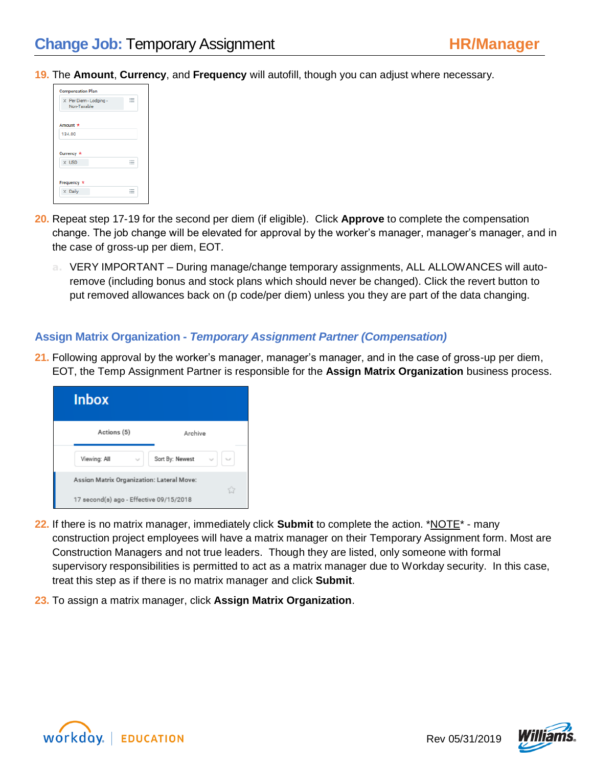19. The **Amount**, **Currency**, and **Frequency** will autofill, though you can adjust where necessary.

20. Repeat step 17-19 for the second per diem (if eligible). Click **Approve** to complete the compensation change. The job change will be elevated for approval by the worker's manager, manager's manager, and in the case of gross-up per diem, EOT.

    a. VERY IMPORTANT – During manage/change temporary assignments, ALL ALLOWANCES will auto-remove (including bonus and stock plans which should never be changed). Click the revert button to put removed allowances back on (p code/per diem) unless you they are part of the data changing.

## Assign Matrix Organization - *Temporary Assignment Partner (Compensation)*

21. Following approval by the worker's manager, manager's manager, and in the case of gross-up per diem, EOT, the Temp Assignment Partner is responsible for the **Assign Matrix Organization** business process.

22. If there is no matrix manager, immediately click **Submit** to complete the action. \*NOTE\* - many construction project employees will have a matrix manager on their Temporary Assignment form. Most are Construction Managers and not true leaders. Though they are listed, only someone with formal supervisory responsibilities is permitted to act as a matrix manager due to Workday security. In this case, treat this step as if there is no matrix manager and click **Submit**.

23. To assign a matrix manager, click **Assign Matrix Organization**.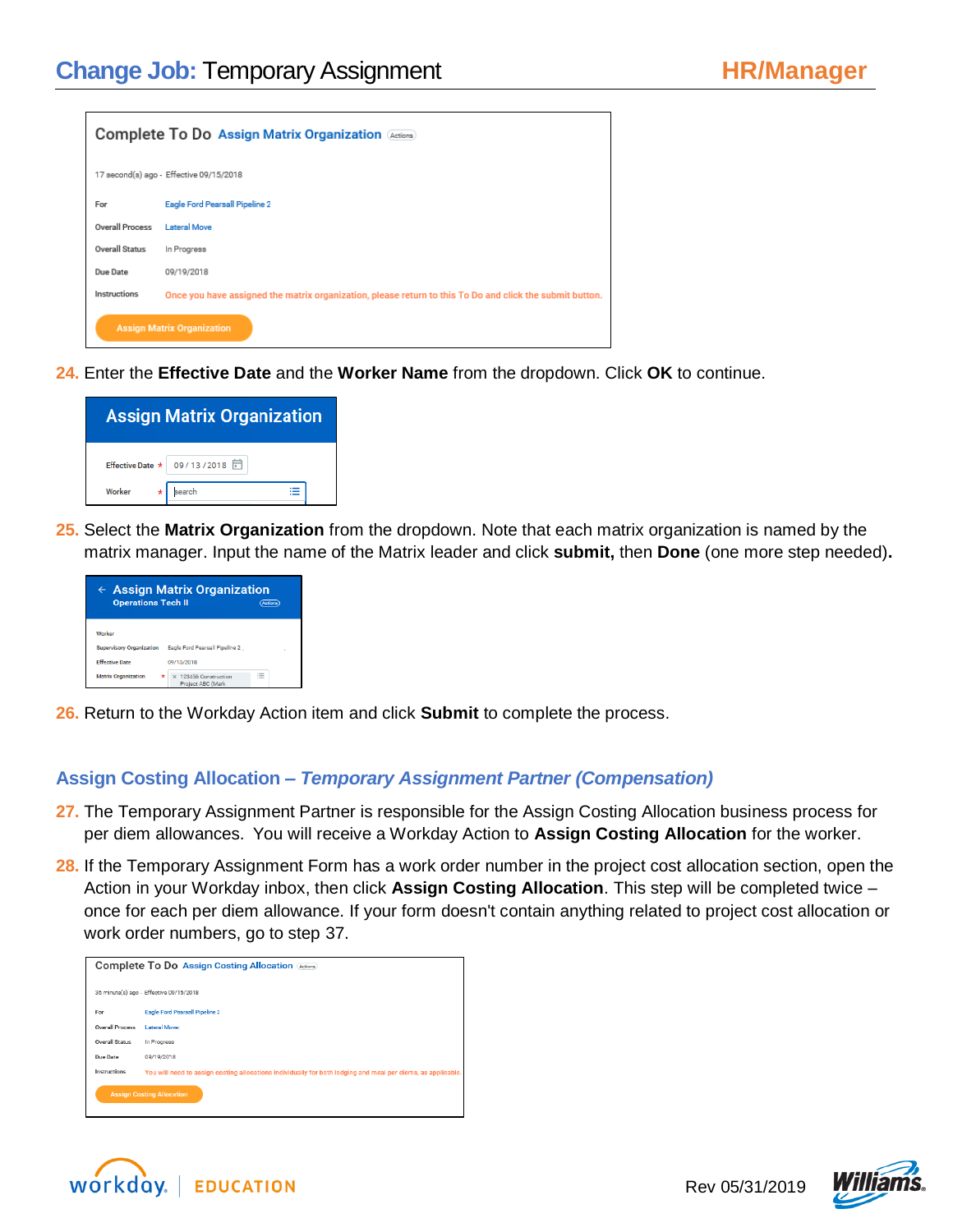Complete To Do **Assign Matrix Organization** Actions

17 second(s) ago - Effective 09/15/2018

| | |
|---|---|
| For | Eagle Ford Pearsall Pipeline 2 |
| Overall Process | Lateral Move |
| Overall Status | In Progress |
| Due Date | 09/19/2018 |
| Instructions | Once you have assigned the matrix organization, please return to this To Do and click the submit button. |

Assign Matrix Organization

24. Enter the **Effective Date** and the **Worker Name** from the dropdown. Click **OK** to continue.

**Assign Matrix Organization**

Effective Date * 09 / 13 / 2018

Worker * search

25. Select the **Matrix Organization** from the dropdown. Note that each matrix organization is named by the matrix manager. Input the name of the Matrix leader and click **submit,** then **Done** (one more step needed)**.**

**Assign Matrix Organization**
Operations Tech II

Worker

Supervisory Organization Eagle Ford Pearsall Pipeline 2

Effective Date 09/13/2018

Matrix Organization * 123456 Construction Project ABC (Mark

26. Return to the Workday Action item and click **Submit** to complete the process.

## Assign Costing Allocation – *Temporary Assignment Partner (Compensation)*

27. The Temporary Assignment Partner is responsible for the Assign Costing Allocation business process for per diem allowances. You will receive a Workday Action to **Assign Costing Allocation** for the worker.

28. If the Temporary Assignment Form has a work order number in the project cost allocation section, open the Action in your Workday inbox, then click **Assign Costing Allocation**. This step will be completed twice – once for each per diem allowance. If your form doesn't contain anything related to project cost allocation or work order numbers, go to step 37.

Complete To Do **Assign Costing Allocation** Actions

36 minute(s) ago - Effective 09/15/2018

| | |
|---|---|
| For | Eagle Ford Pearsall Pipeline 2 |
| Overall Process | Lateral Move |
| Overall Status | In Progress |
| Due Date | 09/19/2018 |
| Instructions | You will need to assign costing allocations individually for both lodging and meal per diems, as applicable. |

Assign Costing Allocation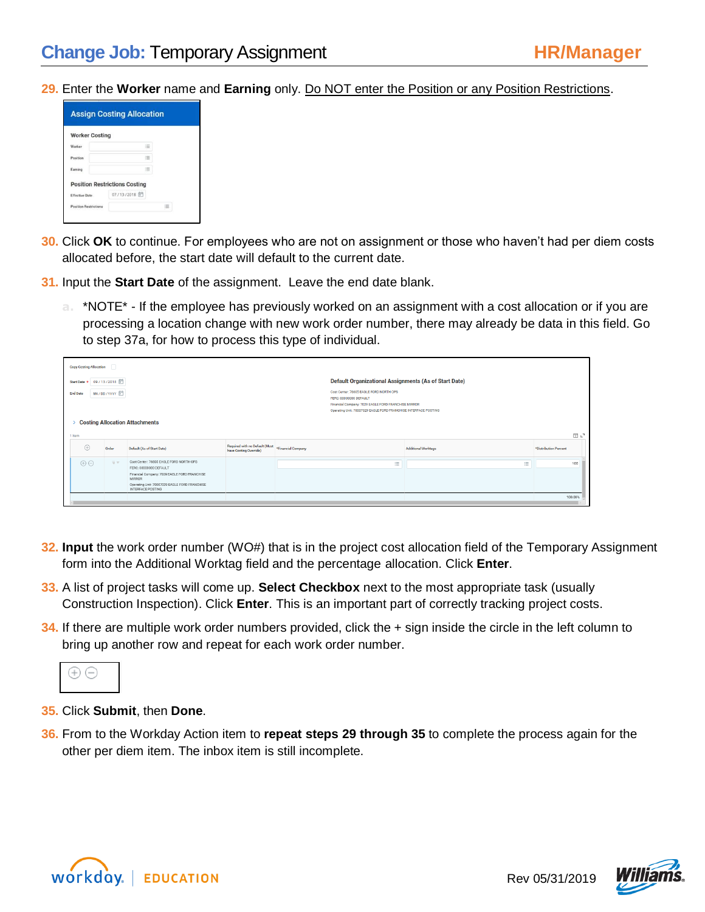# Change Job: Temporary Assignment

29. Enter the **Worker** name and **Earning** only. Do NOT enter the Position or any Position Restrictions.

30. Click **OK** to continue. For employees who are not on assignment or those who haven't had per diem costs allocated before, the start date will default to the current date.

31. Input the **Start Date** of the assignment. Leave the end date blank.

    a. *NOTE* - If the employee has previously worked on an assignment with a cost allocation or if you are processing a location change with new work order number, there may already be data in this field. Go to step 37a, for how to process this type of individual.

32. **Input** the work order number (WO#) that is in the project cost allocation field of the Temporary Assignment form into the Additional Worktag field and the percentage allocation. Click **Enter**.

33. A list of project tasks will come up. **Select Checkbox** next to the most appropriate task (usually Construction Inspection). Click **Enter**. This is an important part of correctly tracking project costs.

34. If there are multiple work order numbers provided, click the + sign inside the circle in the left column to bring up another row and repeat for each work order number.

35. Click **Submit**, then **Done**.

36. From to the Workday Action item to **repeat steps 29 through 35** to complete the process again for the other per diem item. The inbox item is still incomplete.

Rev 05/31/2019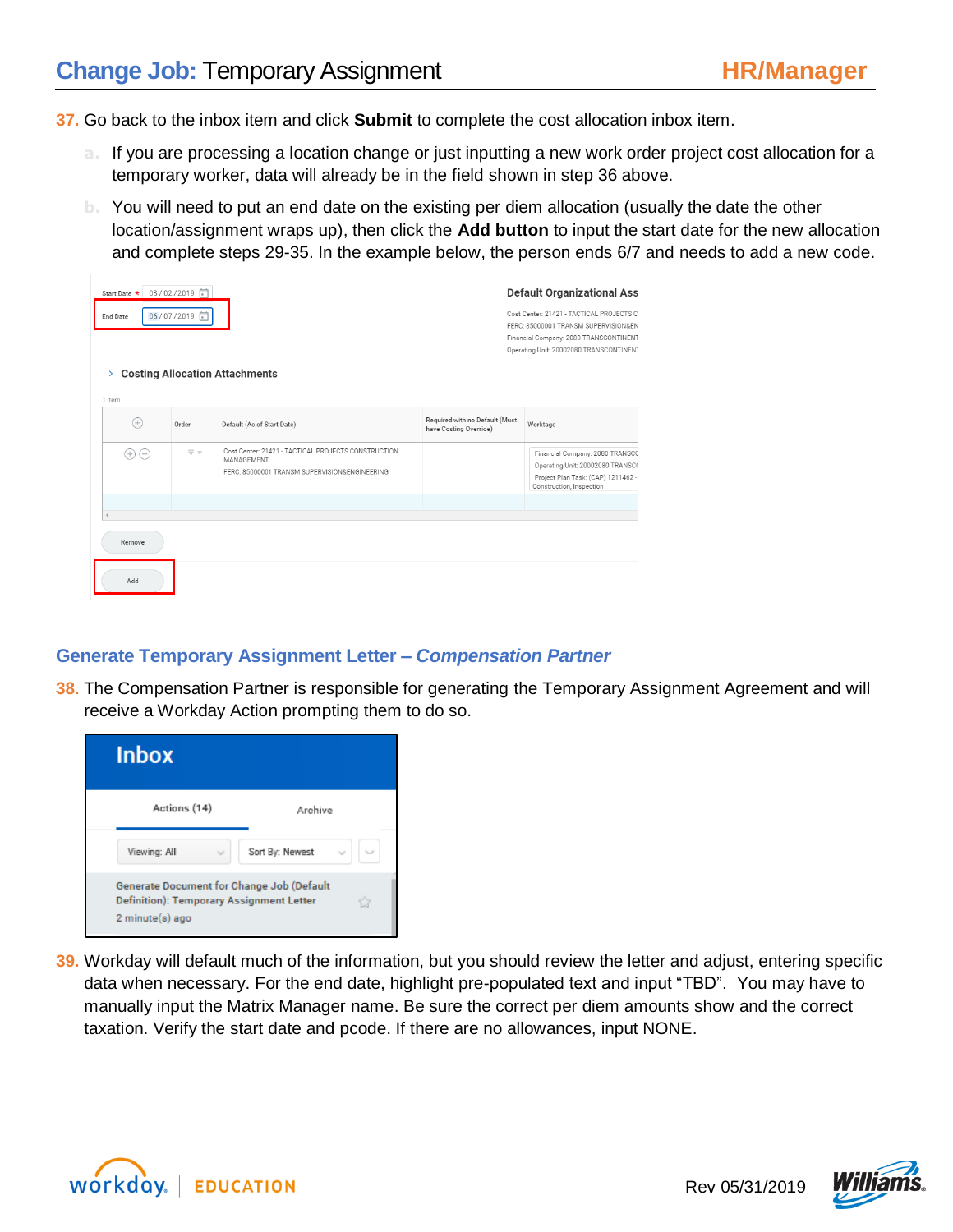37. Go back to the inbox item and click **Submit** to complete the cost allocation inbox item.

   a. If you are processing a location change or just inputting a new work order project cost allocation for a temporary worker, data will already be in the field shown in step 36 above.

   b. You will need to put an end date on the existing per diem allocation (usually the date the other location/assignment wraps up), then click the **Add button** to input the start date for the new allocation and complete steps 29-35. In the example below, the person ends 6/7 and needs to add a new code.

## Generate Temporary Assignment Letter – *Compensation Partner*

38. The Compensation Partner is responsible for generating the Temporary Assignment Agreement and will receive a Workday Action prompting them to do so.

39. Workday will default much of the information, but you should review the letter and adjust, entering specific data when necessary. For the end date, highlight pre-populated text and input "TBD". You may have to manually input the Matrix Manager name. Be sure the correct per diem amounts show and the correct taxation. Verify the start date and pcode. If there are no allowances, input NONE.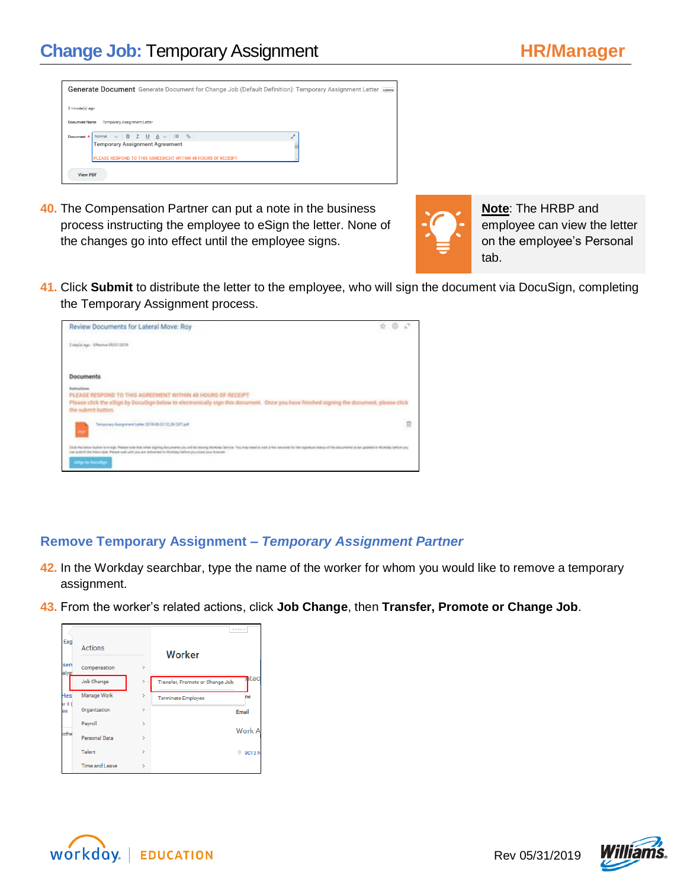40. The Compensation Partner can put a note in the business process instructing the employee to eSign the letter. None of the changes go into effect until the employee signs.

**Note**: The HRBP and employee can view the letter on the employee's Personal tab.

41. Click **Submit** to distribute the letter to the employee, who will sign the document via DocuSign, completing the Temporary Assignment process.

## Remove Temporary Assignment – *Temporary Assignment Partner*

42. In the Workday searchbar, type the name of the worker for whom you would like to remove a temporary assignment.

43. From the worker's related actions, click **Job Change**, then **Transfer, Promote or Change Job**.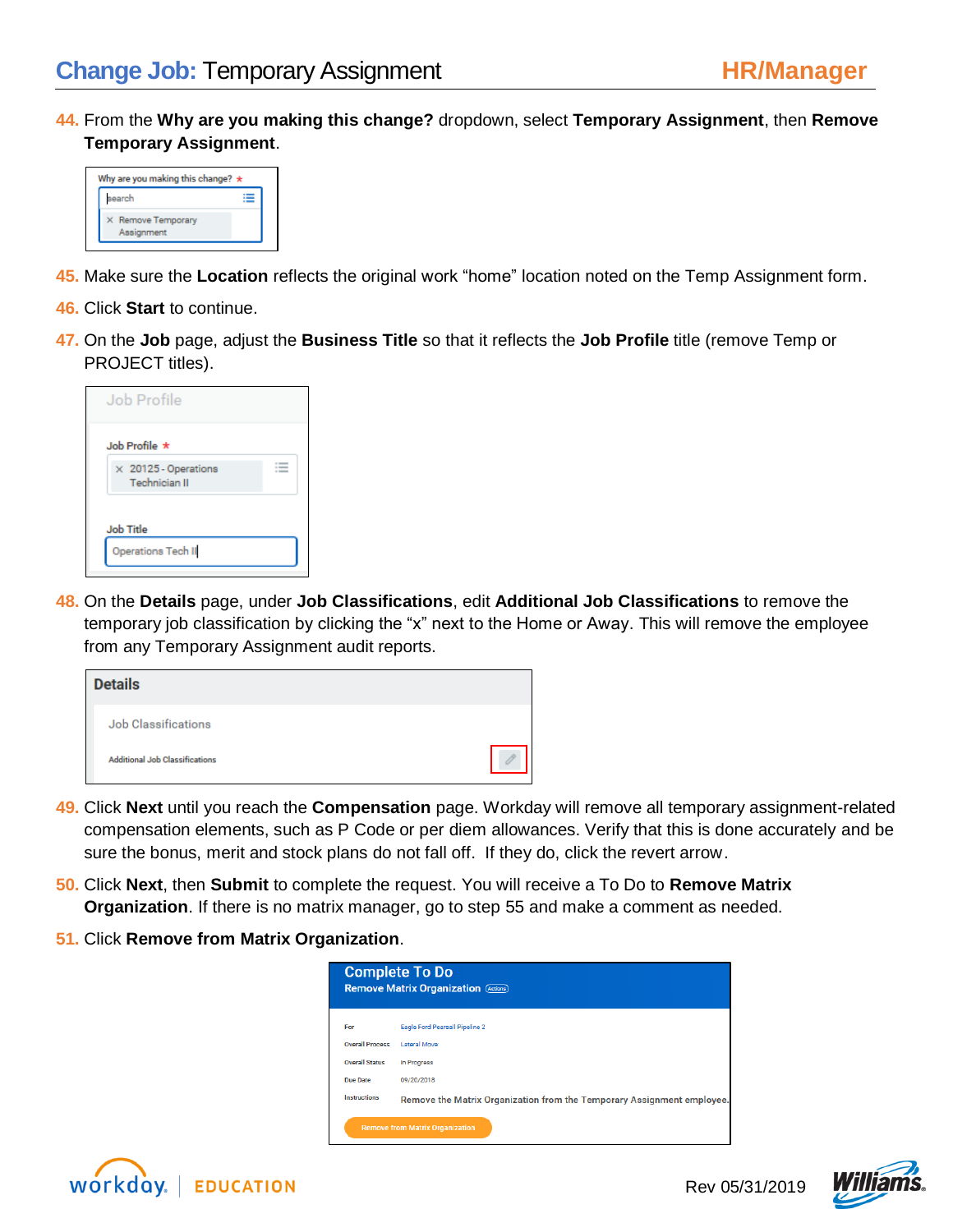# Change Job: Temporary Assignment

44. From the **Why are you making this change?** dropdown, select **Temporary Assignment**, then **Remove Temporary Assignment**.

45. Make sure the **Location** reflects the original work “home” location noted on the Temp Assignment form.

46. Click **Start** to continue.

47. On the **Job** page, adjust the **Business Title** so that it reflects the **Job Profile** title (remove Temp or PROJECT titles).

48. On the **Details** page, under **Job Classifications**, edit **Additional Job Classifications** to remove the temporary job classification by clicking the “x” next to the Home or Away. This will remove the employee from any Temporary Assignment audit reports.

49. Click **Next** until you reach the **Compensation** page. Workday will remove all temporary assignment-related compensation elements, such as P Code or per diem allowances. Verify that this is done accurately and be sure the bonus, merit and stock plans do not fall off. If they do, click the revert arrow.

50. Click **Next**, then **Submit** to complete the request. You will receive a To Do to **Remove Matrix Organization**. If there is no matrix manager, go to step 55 and make a comment as needed.

51. Click **Remove from Matrix Organization**.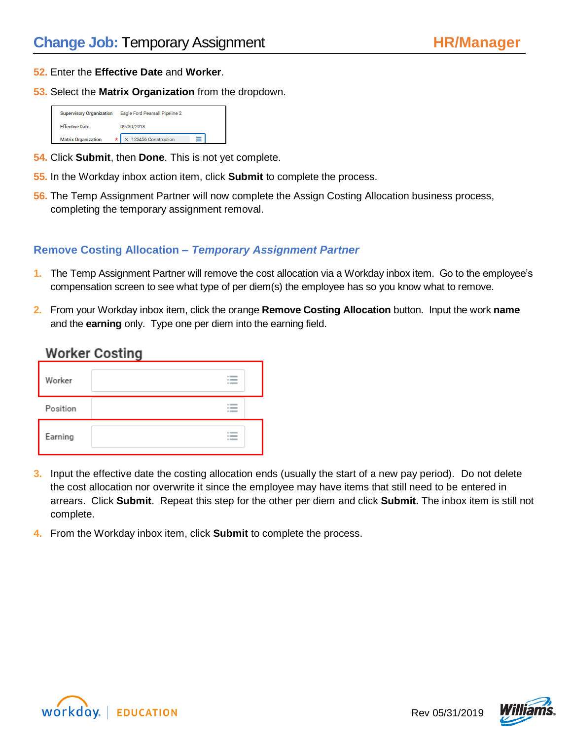52. Enter the **Effective Date** and **Worker**.

53. Select the **Matrix Organization** from the dropdown.

| | |
|---|---|
| Supervisory Organization | Eagle Ford Pearsall Pipeline 2 |
| Effective Date | 09/30/2018 |
| Matrix Organization * | × 123456 Construction |

54. Click **Submit**, then **Done**. This is not yet complete.

55. In the Workday inbox action item, click **Submit** to complete the process.

56. The Temp Assignment Partner will now complete the Assign Costing Allocation business process, completing the temporary assignment removal.

## Remove Costing Allocation – *Temporary Assignment Partner*

1. The Temp Assignment Partner will remove the cost allocation via a Workday inbox item. Go to the employee's compensation screen to see what type of per diem(s) the employee has so you know what to remove.

2. From your Workday inbox item, click the orange **Remove Costing Allocation** button. Input the work **name** and the **earning** only. Type one per diem into the earning field.

### Worker Costing

| | |
|---|---|
| Worker | |
| Position | |
| Earning | |

3. Input the effective date the costing allocation ends (usually the start of a new pay period). Do not delete the cost allocation nor overwrite it since the employee may have items that still need to be entered in arrears. Click **Submit**. Repeat this step for the other per diem and click **Submit.** The inbox item is still not complete.

4. From the Workday inbox item, click **Submit** to complete the process.